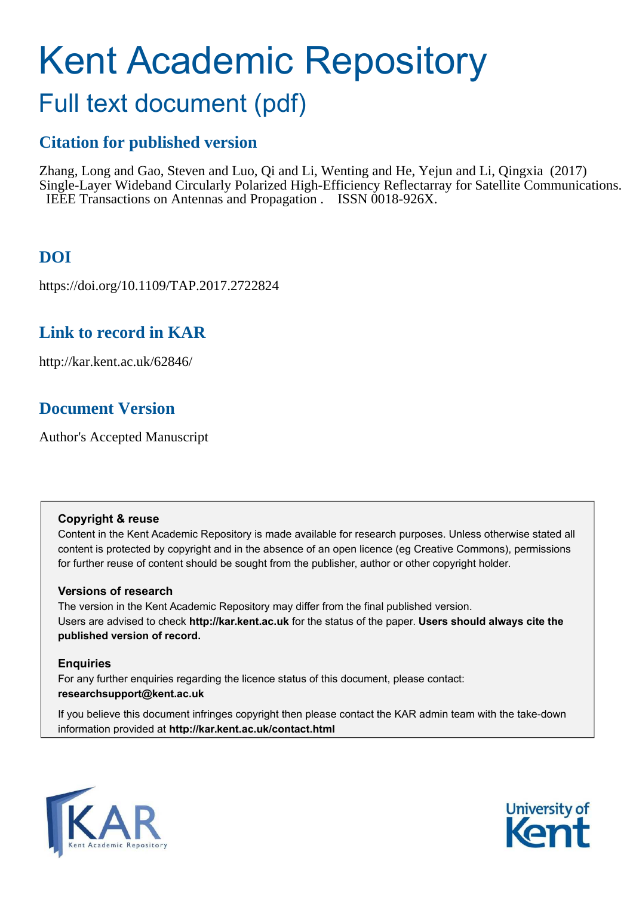# Kent Academic Repository

## Full text document (pdf)

### Citation for published version

Zhang, Long and Gao, Steven and Luo, Qi and Li, Wenting and He, Yejun and Li, Qingxia (2017) Single-Layer Wideband Circularly Polarized High-Efficiency Reflectarray for Satellite Communications. IEEE Transactions on Antennas and Propagation . ISSN 0018-926X.

### DOI

https://doi.org/10.1109/TAP.2017.2722824

### Link to record in KAR

http://kar.kent.ac.uk/62846/

### Document Version

Author's Accepted Manuscript

**Copyright & reuse**

Content in the Kent Academic Repository is made available for research purposes. Unless otherwise stated all content is protected by copyright and in the absence of an open licence (eg Creative Commons), permissions for further reuse of content should be sought from the publisher, author or other copyright holder.

**Versions of research**

The version in the Kent Academic Repository may differ from the final published version. Users are advised to check **http://kar.kent.ac.uk** for the status of the paper. **Users should always cite the published version of record.**

**Enquiries**

For any further enquiries regarding the licence status of this document, please contact: **researchsupport@kent.ac.uk**

If you believe this document infringes copyright then please contact the KAR admin team with the take-down information provided at **http://kar.kent.ac.uk/contact.html**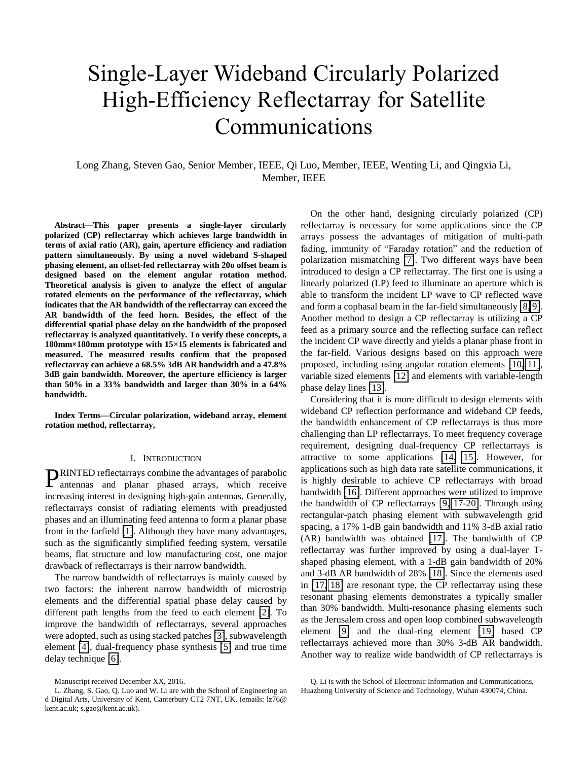# Single-Layer Wideband Circularly Polarized High-Efficiency Reflectarray for Satellite Communications

Long Zhang, Steven Gao, Senior Member, IEEE, Qi Luo, Member, IEEE, Wenting Li, and Qingxia Li, Member, IEEE

**Abstract—This paper presents a single-layer circularly polarized (CP) reflectarray which achieves large bandwidth in terms of axial ratio (AR), gain, aperture efficiency and radiation pattern simultaneously. By using a novel wideband S-shaped phasing element, an offset-fed reflectarray with 20o offset beam is designed based on the element angular rotation method. Theoretical analysis is given to analyze the effect of angular rotated elements on the performance of the reflectarray, which indicates that the AR bandwidth of the reflectarray can exceed the AR bandwidth of the feed horn. Besides, the effect of the differential spatial phase delay on the bandwidth of the proposed reflectarray is analyzed quantitatively. To verify these concepts, a 180mm×180mm prototype with 15×15 elements is fabricated and measured. The measured results confirm that the proposed reflectarray can achieve a 68.5% 3dB AR bandwidth and a 47.8% 3dB gain bandwidth. Moreover, the aperture efficiency is larger than 50% in a 33% bandwidth and larger than 30% in a 64% bandwidth.**

**Index Terms—Circular polarization, wideband array, element rotation method, reflectarray,**

## I. Introduction

PRINTED reflectarrays combine the advantages of parabolic antennas and planar phased arrays, which receive increasing interest in designing high-gain antennas. Generally, reflectarrays consist of radiating elements with preadjusted phases and an illuminating feed antenna to form a planar phase front in the farfield [1]. Although they have many advantages, such as the significantly simplified feeding system, versatile beams, flat structure and low manufacturing cost, one major drawback of reflectarrays is their narrow bandwidth.

The narrow bandwidth of reflectarrays is mainly caused by two factors: the inherent narrow bandwidth of microstrip elements and the differential spatial phase delay caused by different path lengths from the feed to each element [2]. To improve the bandwidth of reflectarrays, several approaches were adopted, such as using stacked patches [3], subwavelength element [4], dual-frequency phase synthesis [5] and true time delay technique [6].

On the other hand, designing circularly polarized (CP) reflectarray is necessary for some applications since the CP arrays possess the advantages of mitigation of multi-path fading, immunity of "Faraday rotation" and the reduction of polarization mismatching [7]. Two different ways have been introduced to design a CP reflectarray. The first one is using a linearly polarized (LP) feed to illuminate an aperture which is able to transform the incident LP wave to CP reflected wave and form a cophasal beam in the far-field simultaneously [8,9]. Another method to design a CP reflectarray is utilizing a CP feed as a primary source and the reflecting surface can reflect the incident CP wave directly and yields a planar phase front in the far-field. Various designs based on this approach were proposed, including using angular rotation elements [10,11], variable sized elements [12] and elements with variable-length phase delay lines [13].

Considering that it is more difficult to design elements with wideband CP reflection performance and wideband CP feeds, the bandwidth enhancement of CP reflectarrays is thus more challenging than LP reflectarrays. To meet frequency coverage requirement, designing dual-frequency CP reflectarrays is attractive to some applications [14, 15]. However, for applications such as high data rate satellite communications, it is highly desirable to achieve CP reflectarrays with broad bandwidth [16]. Different approaches were utilized to improve the bandwidth of CP reflectarrays [9, 17-20]. Through using rectangular-patch phasing element with subwavelength grid spacing, a 17% 1-dB gain bandwidth and 11% 3-dB axial ratio (AR) bandwidth was obtained [17]. The bandwidth of CP reflectarray was further improved by using a dual-layer T-shaped phasing element, with a 1-dB gain bandwidth of 20% and 3-dB AR bandwidth of 28% [18]. Since the elements used in [17, 18] are resonant type, the CP reflectarray using these resonant phasing elements demonstrates a typically smaller than 30% bandwidth. Multi-resonance phasing elements such as the Jerusalem cross and open loop combined subwavelength element [9] and the dual-ring element [19] based CP reflectarrays achieved more than 30% 3-dB AR bandwidth. Another way to realize wide bandwidth of CP reflectarrays is

Manuscript received December XX, 2016.

L. Zhang, S. Gao, Q. Luo and W. Li are with the School of Engineering and Digital Arts, University of Kent, Canterbury CT2 7NT, UK. (emails: lz76@kent.ac.uk; s.gao@kent.ac.uk).

Q. Li is with the School of Electronic Information and Communications, Huazhong University of Science and Technology, Wuhan 430074, China.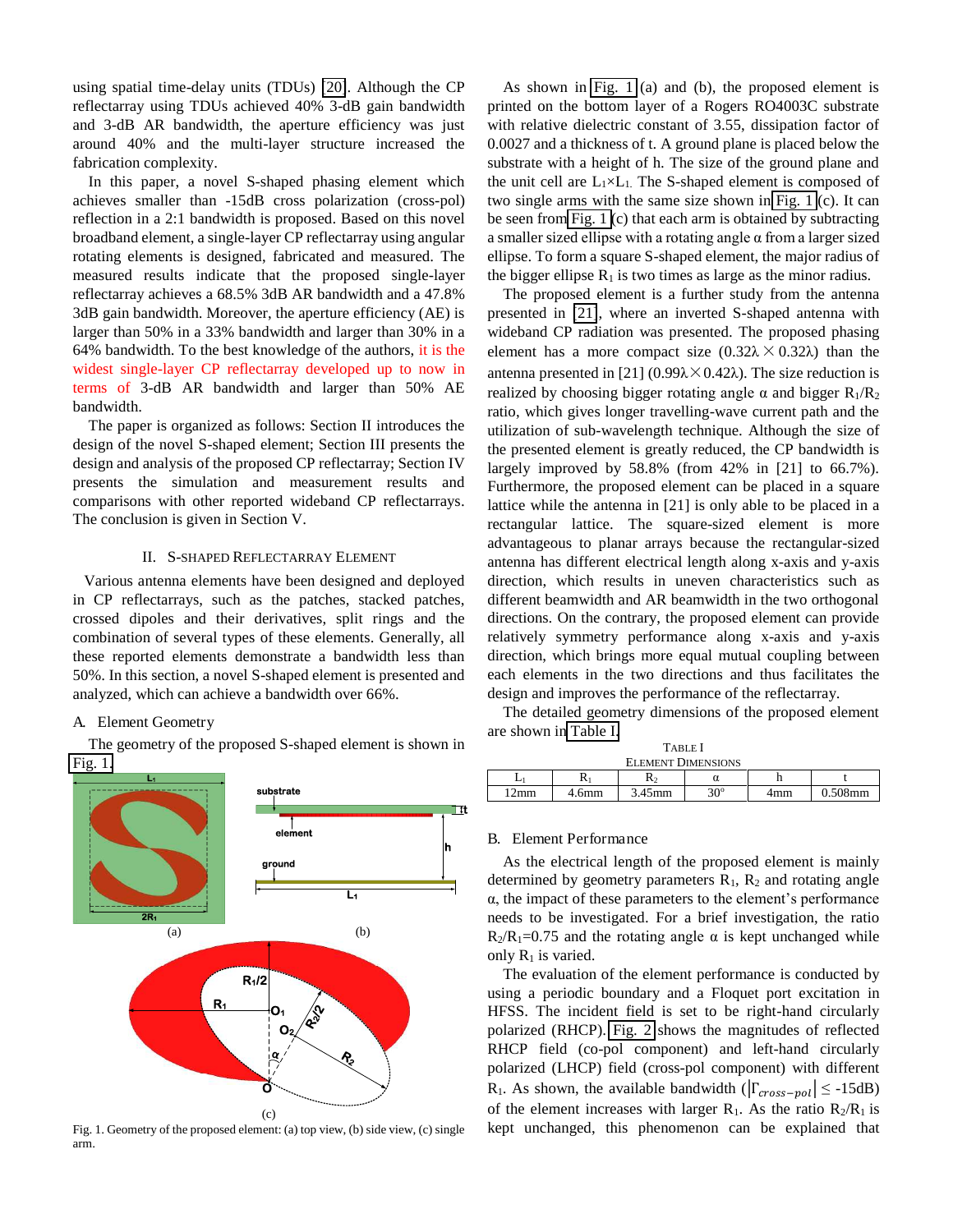using spatial time-delay units (TDUs) [20]. Although the CP reflectarray using TDUs achieved 40% 3-dB gain bandwidth and 3-dB AR bandwidth, the aperture efficiency was just around 40% and the multi-layer structure increased the fabrication complexity.

In this paper, a novel S-shaped phasing element which achieves smaller than -15dB cross polarization (cross-pol) reflection in a 2:1 bandwidth is proposed. Based on this novel broadband element, a single-layer CP reflectarray using angular rotating elements is designed, fabricated and measured. The measured results indicate that the proposed single-layer reflectarray achieves a 68.5% 3dB AR bandwidth and a 47.8% 3dB gain bandwidth. Moreover, the aperture efficiency (AE) is larger than 50% in a 33% bandwidth and larger than 30% in a 64% bandwidth. To the best knowledge of the authors, it is the widest single-layer CP reflectarray developed up to now in terms of 3-dB AR bandwidth and larger than 50% AE bandwidth.

The paper is organized as follows: Section II introduces the design of the novel S-shaped element; Section III presents the design and analysis of the proposed CP reflectarray; Section IV presents the simulation and measurement results and comparisons with other reported wideband CP reflectarrays. The conclusion is given in Section V.

## II. S-shaped Reflectarray Element

Various antenna elements have been designed and deployed in CP reflectarrays, such as the patches, stacked patches, crossed dipoles and their derivatives, split rings and the combination of several types of these elements. Generally, all these reported elements demonstrate a bandwidth less than 50%. In this section, a novel S-shaped element is presented and analyzed, which can achieve a bandwidth over 66%.

### A. Element Geometry

The geometry of the proposed S-shaped element is shown in Fig. 1.

Fig. 1. Geometry of the proposed element: (a) top view, (b) side view, (c) single arm.

As shown in Fig. 1(a) and (b), the proposed element is printed on the bottom layer of a Rogers RO4003C substrate with relative dielectric constant of 3.55, dissipation factor of 0.0027 and a thickness of t. A ground plane is placed below the substrate with a height of h. The size of the ground plane and the unit cell are $L_1 \times L_1$. The S-shaped element is composed of two single arms with the same size shown in Fig. 1(c). It can be seen from Fig. 1(c) that each arm is obtained by subtracting a smaller sized ellipse with a rotating angle α from a larger sized ellipse. To form a square S-shaped element, the major radius of the bigger ellipse $R_1$ is two times as large as the minor radius.

The proposed element is a further study from the antenna presented in [21], where an inverted S-shaped antenna with wideband CP radiation was presented. The proposed phasing element has a more compact size (0.32λ × 0.32λ) than the antenna presented in [21] (0.99λ × 0.42λ). The size reduction is realized by choosing bigger rotating angle α and bigger $R_1/R_2$ ratio, which gives longer travelling-wave current path and the utilization of sub-wavelength technique. Although the size of the presented element is greatly reduced, the CP bandwidth is largely improved by 58.8% (from 42% in [21] to 66.7%). Furthermore, the proposed element can be placed in a square lattice while the antenna in [21] is only able to be placed in a rectangular lattice. The square-sized element is more advantageous to planar arrays because the rectangular-sized antenna has different electrical length along x-axis and y-axis direction, which results in uneven characteristics such as different beamwidth and AR beamwidth in the two orthogonal directions. On the contrary, the proposed element can provide relatively symmetry performance along x-axis and y-axis direction, which brings more equal mutual coupling between each elements in the two directions and thus facilitates the design and improves the performance of the reflectarray.

The detailed geometry dimensions of the proposed element are shown in Table I.

TABLE I
ELEMENT DIMENSIONS

| $L_1$ | $R_1$ | $R_2$ | α | h | t |
|---|---|---|---|---|---|
| 12mm | 4.6mm | 3.45mm | 30° | 4mm | 0.508mm |

### B. Element Performance

As the electrical length of the proposed element is mainly determined by geometry parameters $R_1$, $R_2$ and rotating angle α, the impact of these parameters to the element's performance needs to be investigated. For a brief investigation, the ratio $R_2/R_1$=0.75 and the rotating angle α is kept unchanged while only $R_1$ is varied.

The evaluation of the element performance is conducted by using a periodic boundary and a Floquet port excitation in HFSS. The incident field is set to be right-hand circularly polarized (RHCP). Fig. 2 shows the magnitudes of reflected RHCP field (co-pol component) and left-hand circularly polarized (LHCP) field (cross-pol component) with different $R_1$. As shown, the available bandwidth ($|\Gamma_{cross-pol}| \leq$ -15dB) of the element increases with larger $R_1$. As the ratio $R_2/R_1$ is kept unchanged, this phenomenon can be explained that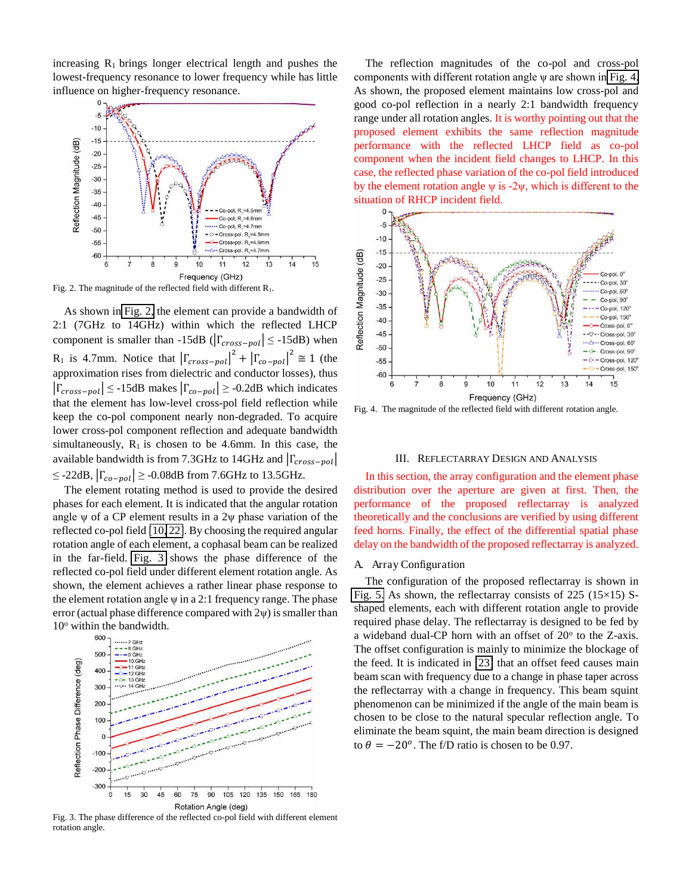increasing $R_1$ brings longer electrical length and pushes the lowest-frequency resonance to lower frequency while has little influence on higher-frequency resonance.

Fig. 2. The magnitude of the reflected field with different $R_1$.

As shown in Fig. 2, the element can provide a bandwidth of 2:1 (7GHz to 14GHz) within which the reflected LHCP component is smaller than -15dB ($|\Gamma_{cross-pol}| \leq$ -15dB) when $R_1$ is 4.7mm. Notice that $|\Gamma_{cross-pol}|^2 + |\Gamma_{co-pol}|^2 \cong 1$ (the approximation rises from dielectric and conductor losses), thus $|\Gamma_{cross-pol}| \leq$ -15dB makes $|\Gamma_{co-pol}| \geq$ -0.2dB which indicates that the element has low-level cross-pol field reflection while keep the co-pol component nearly non-degraded. To acquire lower cross-pol component reflection and adequate bandwidth simultaneously, $R_1$ is chosen to be 4.6mm. In this case, the available bandwidth is from 7.3GHz to 14GHz and $|\Gamma_{cross-pol}|$ $\leq$ -22dB, $|\Gamma_{co-pol}| \geq$ -0.08dB from 7.6GHz to 13.5GHz.

The element rotating method is used to provide the desired phases for each element. It is indicated that the angular rotation angle ψ of a CP element results in a 2ψ phase variation of the reflected co-pol field [10,22]. By choosing the required angular rotation angle of each element, a cophasal beam can be realized in the far-field. Fig. 3 shows the phase difference of the reflected co-pol field under different element rotation angle. As shown, the element achieves a rather linear phase response to the element rotation angle ψ in a 2:1 frequency range. The phase error (actual phase difference compared with 2ψ) is smaller than 10° within the bandwidth.

Fig. 3. The phase difference of the reflected co-pol field with different element rotation angle.

The reflection magnitudes of the co-pol and cross-pol components with different rotation angle ψ are shown in Fig. 4. As shown, the proposed element maintains low cross-pol and good co-pol reflection in a nearly 2:1 bandwidth frequency range under all rotation angles. It is worthy pointing out that the proposed element exhibits the same reflection magnitude performance with the reflected LHCP field as co-pol component when the incident field changes to LHCP. In this case, the reflected phase variation of the co-pol field introduced by the element rotation angle ψ is -2ψ, which is different to the situation of RHCP incident field.

Fig. 4. The magnitude of the reflected field with different rotation angle.

## III. Reflectarray Design and Analysis

In this section, the array configuration and the element phase distribution over the aperture are given at first. Then, the performance of the proposed reflectarray is analyzed theoretically and the conclusions are verified by using different feed horns. Finally, the effect of the differential spatial phase delay on the bandwidth of the proposed reflectarray is analyzed.

### A. Array Configuration

The configuration of the proposed reflectarray is shown in Fig. 5. As shown, the reflectarray consists of 225 (15×15) S-shaped elements, each with different rotation angle to provide required phase delay. The reflectarray is designed to be fed by a wideband dual-CP horn with an offset of 20° to the Z-axis. The offset configuration is mainly to minimize the blockage of the feed. It is indicated in [23] that an offset feed causes main beam scan with frequency due to a change in phase taper across the reflectarray with a change in frequency. This beam squint phenomenon can be minimized if the angle of the main beam is chosen to be close to the natural specular reflection angle. To eliminate the beam squint, the main beam direction is designed to $\theta = -20^o$. The f/D ratio is chosen to be 0.97.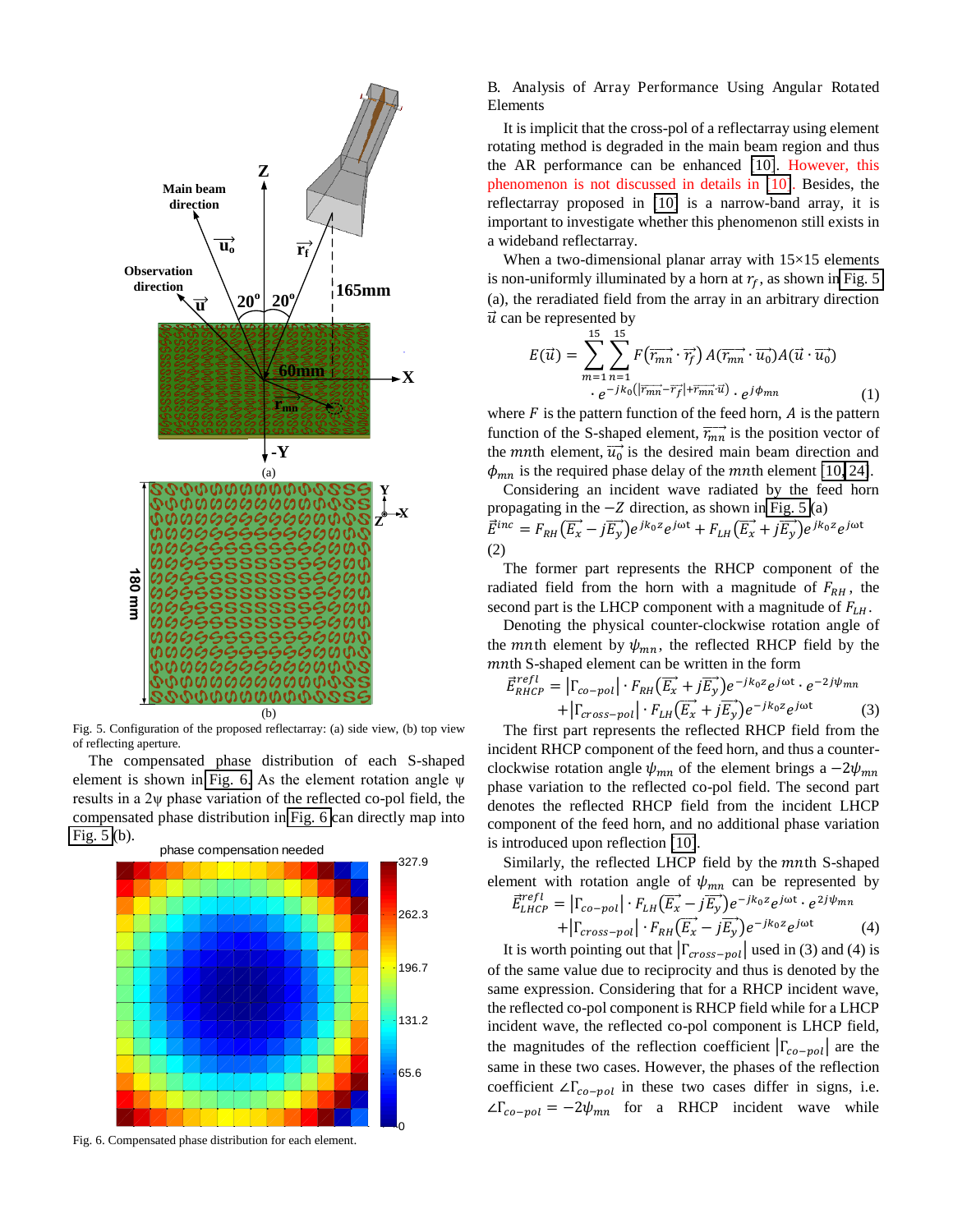Fig. 5. Configuration of the proposed reflectarray: (a) side view, (b) top view of reflecting aperture.

The compensated phase distribution of each S-shaped element is shown in Fig. 6. As the element rotation angle ψ results in a 2ψ phase variation of the reflected co-pol field, the compensated phase distribution in Fig. 6 can directly map into Fig. 5(b).

Fig. 6. Compensated phase distribution for each element.

## B. Analysis of Array Performance Using Angular Rotated Elements

It is implicit that the cross-pol of a reflectarray using element rotating method is degraded in the main beam region and thus the AR performance can be enhanced [10]. However, this phenomenon is not discussed in details in [10]. Besides, the reflectarray proposed in [10] is a narrow-band array, it is important to investigate whether this phenomenon still exists in a wideband reflectarray.

When a two-dimensional planar array with 15×15 elements is non-uniformly illuminated by a horn at $r_f$, as shown in Fig. 5 (a), the reradiated field from the array in an arbitrary direction $\vec{u}$ can be represented by

$$E(\vec{u}) = \sum_{m=1}^{15}\sum_{n=1}^{15} F(\overrightarrow{r_{mn}}\cdot\overrightarrow{r_f})\, A(\overrightarrow{r_{mn}}\cdot\overrightarrow{u_0}) A(\vec{u}\cdot\overrightarrow{u_0}) \cdot e^{-jk_0(|\overrightarrow{r_{mn}}-\overrightarrow{r_f}|+\overrightarrow{r_{mn}}\cdot\vec{u})}\cdot e^{j\phi_{mn}} \tag{1}$$

where $F$ is the pattern function of the feed horn, $A$ is the pattern function of the S-shaped element, $\overrightarrow{r_{mn}}$ is the position vector of the $mn$th element, $\overrightarrow{u_0}$ is the desired main beam direction and $\phi_{mn}$ is the required phase delay of the $mn$th element [10, 24].

Considering an incident wave radiated by the feed horn propagating in the $-Z$ direction, as shown in Fig. 5(a)

$$\vec{E}^{inc} = F_{RH}(\vec{E_x} - j\vec{E_y})e^{jk_0 z}e^{j\omega t} + F_{LH}(\vec{E_x} + j\vec{E_y})e^{jk_0 z}e^{j\omega t} \tag{2}$$

The former part represents the RHCP component of the radiated field from the horn with a magnitude of $F_{RH}$, the second part is the LHCP component with a magnitude of $F_{LH}$.

Denoting the physical counter-clockwise rotation angle of the $mn$th element by $\psi_{mn}$, the reflected RHCP field by the $mn$th S-shaped element can be written in the form

$$\vec{E}^{refl}_{RHCP} = |\Gamma_{co-pol}|\cdot F_{RH}(\vec{E_x} + j\vec{E_y})e^{-jk_0 z}e^{j\omega t}\cdot e^{-2j\psi_{mn}} + |\Gamma_{cross-pol}|\cdot F_{LH}(\vec{E_x} + j\vec{E_y})e^{-jk_0 z}e^{j\omega t} \tag{3}$$

The first part represents the reflected RHCP field from the incident RHCP component of the feed horn, and thus a counter-clockwise rotation angle $\psi_{mn}$ of the element brings a $-2\psi_{mn}$ phase variation to the reflected co-pol field. The second part denotes the reflected RHCP field from the incident LHCP component of the feed horn, and no additional phase variation is introduced upon reflection [10].

Similarly, the reflected LHCP field by the $mn$th S-shaped element with rotation angle of $\psi_{mn}$ can be represented by

$$\vec{E}^{refl}_{LHCP} = |\Gamma_{co-pol}|\cdot F_{LH}(\vec{E_x} - j\vec{E_y})e^{-jk_0 z}e^{j\omega t}\cdot e^{2j\psi_{mn}} + |\Gamma_{cross-pol}|\cdot F_{RH}(\vec{E_x} - j\vec{E_y})e^{-jk_0 z}e^{j\omega t} \tag{4}$$

It is worth pointing out that $|\Gamma_{cross-pol}|$ used in (3) and (4) is of the same value due to reciprocity and thus is denoted by the same expression. Considering that for a RHCP incident wave, the reflected co-pol component is RHCP field while for a LHCP incident wave, the reflected co-pol component is LHCP field, the magnitudes of the reflection coefficient $|\Gamma_{co-pol}|$ are the same in these two cases. However, the phases of the reflection coefficient $\angle\Gamma_{co-pol}$ in these two cases differ in signs, i.e. $\angle\Gamma_{co-pol} = -2\psi_{mn}$ for a RHCP incident wave while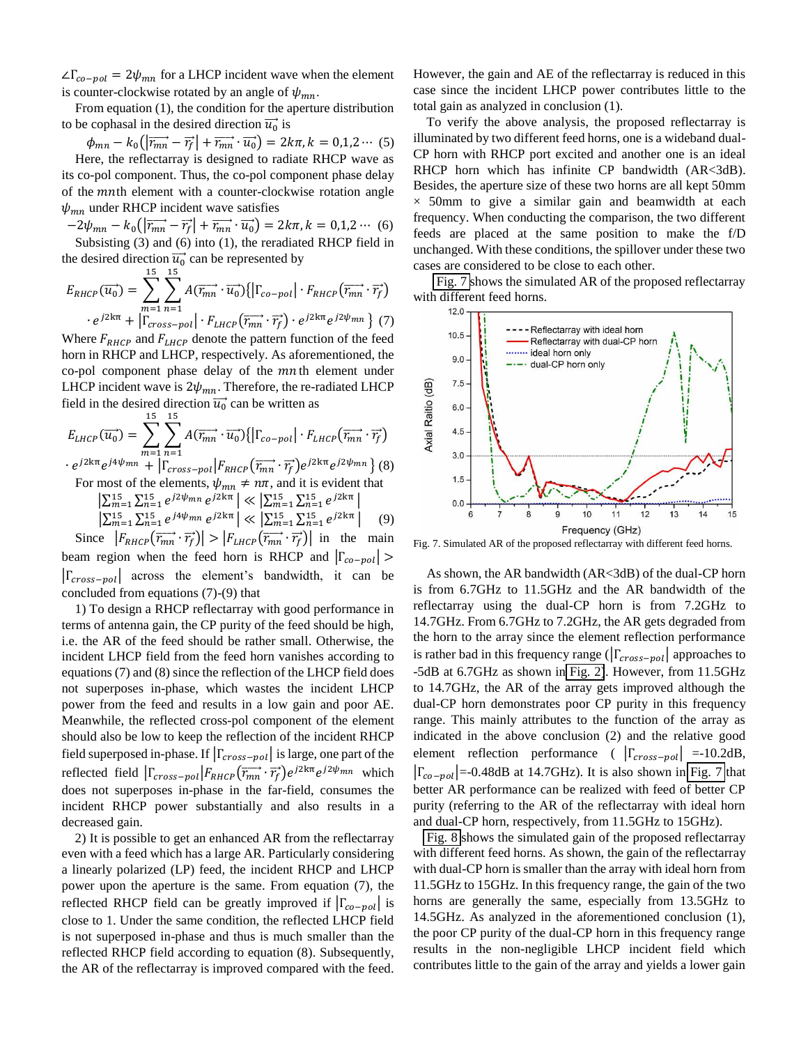$\angle\Gamma_{co-pol} = 2\psi_{mn}$ for a LHCP incident wave when the element is counter-clockwise rotated by an angle of $\psi_{mn}$.

From equation (1), the condition for the aperture distribution to be cophasal in the desired direction $\overrightarrow{u_0}$ is

$$\phi_{mn} - k_0\left(\left|\overrightarrow{r_{mn}} - \overrightarrow{r_f}\right| + \overrightarrow{r_{mn}} \cdot \overrightarrow{u_0}\right) = 2k\pi, k = 0,1,2\cdots \quad (5)$$

Here, the reflectarray is designed to radiate RHCP wave as its co-pol component. Thus, the co-pol component phase delay of the $mn$th element with a counter-clockwise rotation angle $\psi_{mn}$ under RHCP incident wave satisfies

$$-2\psi_{mn} - k_0\left(\left|\overrightarrow{r_{mn}} - \overrightarrow{r_f}\right| + \overrightarrow{r_{mn}} \cdot \overrightarrow{u_0}\right) = 2k\pi, k = 0,1,2\cdots \quad (6)$$

Subsisting (3) and (6) into (1), the reradiated RHCP field in the desired direction $\overrightarrow{u_0}$ can be represented by

$$E_{RHCP}(\overrightarrow{u_0}) = \sum_{m=1}^{15}\sum_{n=1}^{15} A(\overrightarrow{r_{mn}} \cdot \overrightarrow{u_0})\{\left|\Gamma_{co-pol}\right| \cdot F_{RHCP}(\overrightarrow{r_{mn}} \cdot \overrightarrow{r_f}) \cdot e^{j2k\pi} + \left|\Gamma_{cross-pol}\right| \cdot F_{LHCP}(\overrightarrow{r_{mn}} \cdot \overrightarrow{r_f}) \cdot e^{j2k\pi} e^{j2\psi_{mn}}\} \quad (7)$$

Where $F_{RHCP}$ and $F_{LHCP}$ denote the pattern function of the feed horn in RHCP and LHCP, respectively. As aforementioned, the co-pol component phase delay of the $mn$th element under LHCP incident wave is $2\psi_{mn}$. Therefore, the re-radiated LHCP field in the desired direction $\overrightarrow{u_0}$ can be written as

$$E_{LHCP}(\overrightarrow{u_0}) = \sum_{m=1}^{15}\sum_{n=1}^{15} A(\overrightarrow{r_{mn}} \cdot \overrightarrow{u_0})\{\left|\Gamma_{co-pol}\right| \cdot F_{LHCP}(\overrightarrow{r_{mn}} \cdot \overrightarrow{r_f}) \cdot e^{j2k\pi} e^{j4\psi_{mn}} + \left|\Gamma_{cross-pol}\right| F_{RHCP}(\overrightarrow{r_{mn}} \cdot \overrightarrow{r_f}) e^{j2k\pi} e^{j2\psi_{mn}}\} \quad (8)$$

For most of the elements, $\psi_{mn} \neq n\pi$, and it is evident that

$$\left|\sum_{m=1}^{15}\sum_{n=1}^{15} e^{j2\psi_{mn}} e^{j2k\pi}\right| \ll \left|\sum_{m=1}^{15}\sum_{n=1}^{15} e^{j2k\pi}\right|$$
$$\left|\sum_{m=1}^{15}\sum_{n=1}^{15} e^{j4\psi_{mn}} e^{j2k\pi}\right| \ll \left|\sum_{m=1}^{15}\sum_{n=1}^{15} e^{j2k\pi}\right| \quad (9)$$

Since $\left|F_{RHCP}(\overrightarrow{r_{mn}} \cdot \overrightarrow{r_f})\right| > \left|F_{LHCP}(\overrightarrow{r_{mn}} \cdot \overrightarrow{r_f})\right|$ in the main beam region when the feed horn is RHCP and $\left|\Gamma_{co-pol}\right| > \left|\Gamma_{cross-pol}\right|$ across the element's bandwidth, it can be concluded from equations (7)-(9) that

1) To design a RHCP reflectarray with good performance in terms of antenna gain, the CP purity of the feed should be high, i.e. the AR of the feed should be rather small. Otherwise, the incident LHCP field from the feed horn vanishes according to equations (7) and (8) since the reflection of the LHCP field does not superposes in-phase, which wastes the incident LHCP power from the feed and results in a low gain and poor AE. Meanwhile, the reflected cross-pol component of the element should also be low to keep the reflection of the incident RHCP field superposed in-phase. If $\left|\Gamma_{cross-pol}\right|$ is large, one part of the reflected field $\left|\Gamma_{cross-pol}\right| F_{RHCP}(\overrightarrow{r_{mn}} \cdot \overrightarrow{r_f}) e^{j2k\pi} e^{j2\psi_{mn}}$ which does not superposes in-phase in the far-field, consumes the incident RHCP power substantially and also results in a decreased gain.

2) It is possible to get an enhanced AR from the reflectarray even with a feed which has a large AR. Particularly considering a linearly polarized (LP) feed, the incident RHCP and LHCP power upon the aperture is the same. From equation (7), the reflected RHCP field can be greatly improved if $\left|\Gamma_{co-pol}\right|$ is close to 1. Under the same condition, the reflected LHCP field is not superposed in-phase and thus is much smaller than the reflected RHCP field according to equation (8). Subsequently, the AR of the reflectarray is improved compared with the feed. However, the gain and AE of the reflectarray is reduced in this case since the incident LHCP power contributes little to the total gain as analyzed in conclusion (1).

To verify the above analysis, the proposed reflectarray is illuminated by two different feed horns, one is a wideband dual-CP horn with RHCP port excited and another one is an ideal RHCP horn which has infinite CP bandwidth (AR<3dB). Besides, the aperture size of these two horns are all kept 50mm × 50mm to give a similar gain and beamwidth at each frequency. When conducting the comparison, the two different feeds are placed at the same position to make the f/D unchanged. With these conditions, the spillover under these two cases are considered to be close to each other.

Fig. 7 shows the simulated AR of the proposed reflectarray with different feed horns.

Fig. 7. Simulated AR of the proposed reflectarray with different feed horns.

As shown, the AR bandwidth (AR<3dB) of the dual-CP horn is from 6.7GHz to 11.5GHz and the AR bandwidth of the reflectarray using the dual-CP horn is from 7.2GHz to 14.7GHz. From 6.7GHz to 7.2GHz, the AR gets degraded from the horn to the array since the element reflection performance is rather bad in this frequency range ($\left|\Gamma_{cross-pol}\right|$ approaches to -5dB at 6.7GHz as shown in Fig. 2). However, from 11.5GHz to 14.7GHz, the AR of the array gets improved although the dual-CP horn demonstrates poor CP purity in this frequency range. This mainly attributes to the function of the array as indicated in the above conclusion (2) and the relative good element reflection performance ($\left|\Gamma_{cross-pol}\right|$ =-10.2dB, $\left|\Gamma_{co-pol}\right|$=-0.48dB at 14.7GHz). It is also shown in Fig. 7 that better AR performance can be realized with feed of better CP purity (referring to the AR of the reflectarray with ideal horn and dual-CP horn, respectively, from 11.5GHz to 15GHz).

Fig. 8 shows the simulated gain of the proposed reflectarray with different feed horns. As shown, the gain of the reflectarray with dual-CP horn is smaller than the array with ideal horn from 11.5GHz to 15GHz. In this frequency range, the gain of the two horns are generally the same, especially from 13.5GHz to 14.5GHz. As analyzed in the aforementioned conclusion (1), the poor CP purity of the dual-CP horn in this frequency range results in the non-negligible LHCP incident field which contributes little to the gain of the array and yields a lower gain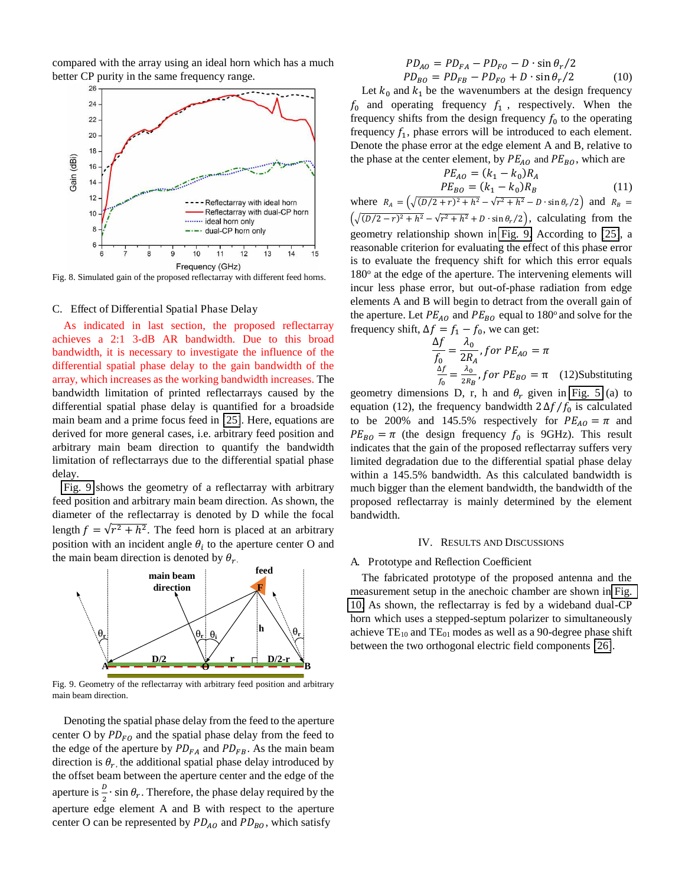compared with the array using an ideal horn which has a much better CP purity in the same frequency range.

Fig. 8. Simulated gain of the proposed reflectarray with different feed horns.

### C. Effect of Differential Spatial Phase Delay

As indicated in last section, the proposed reflectarray achieves a 2:1 3-dB AR bandwidth. Due to this broad bandwidth, it is necessary to investigate the influence of the differential spatial phase delay to the gain bandwidth of the array, which increases as the working bandwidth increases. The bandwidth limitation of printed reflectarrays caused by the differential spatial phase delay is quantified for a broadside main beam and a prime focus feed in [25]. Here, equations are derived for more general cases, i.e. arbitrary feed position and arbitrary main beam direction to quantify the bandwidth limitation of reflectarrays due to the differential spatial phase delay.

Fig. 9 shows the geometry of a reflectarray with arbitrary feed position and arbitrary main beam direction. As shown, the diameter of the reflectarray is denoted by D while the focal length $f = \sqrt{r^2 + h^2}$. The feed horn is placed at an arbitrary position with an incident angle $\theta_i$ to the aperture center O and the main beam direction is denoted by $\theta_r$.

Fig. 9. Geometry of the reflectarray with arbitrary feed position and arbitrary main beam direction.

Denoting the spatial phase delay from the feed to the aperture center O by $PD_{FO}$ and the spatial phase delay from the feed to the edge of the aperture by $PD_{FA}$ and $PD_{FB}$. As the main beam direction is $\theta_r$, the additional spatial phase delay introduced by the offset beam between the aperture center and the edge of the aperture is $\frac{D}{2} \cdot \sin\theta_r$. Therefore, the phase delay required by the aperture edge element A and B with respect to the aperture center O can be represented by $PD_{AO}$ and $PD_{BO}$, which satisfy

$$PD_{AO} = PD_{FA} - PD_{FO} - D \cdot \sin\theta_r/2$$
$$PD_{BO} = PD_{FB} - PD_{FO} + D \cdot \sin\theta_r/2 \qquad (10)$$

Let $k_0$ and $k_1$ be the wavenumbers at the design frequency $f_0$ and operating frequency $f_1$, respectively. When the frequency shifts from the design frequency $f_0$ to the operating frequency $f_1$, phase errors will be introduced to each element. Denote the phase error at the edge element A and B, relative to the phase at the center element, by $PE_{AO}$ and $PE_{BO}$, which are

$$PE_{AO} = (k_1 - k_0)R_A$$
$$PE_{BO} = (k_1 - k_0)R_B \qquad (11)$$

where $R_A = \left(\sqrt{(D/2 + r)^2 + h^2} - \sqrt{r^2 + h^2} - D \cdot \sin\theta_r/2\right)$ and $R_B = \left(\sqrt{(D/2 - r)^2 + h^2} - \sqrt{r^2 + h^2} + D \cdot \sin\theta_r/2\right)$, calculating from the geometry relationship shown in Fig. 9. According to [25], a reasonable criterion for evaluating the effect of this phase error is to evaluate the frequency shift for which this error equals 180° at the edge of the aperture. The intervening elements will incur less phase error, but out-of-phase radiation from edge elements A and B will begin to detract from the overall gain of the aperture. Let $PE_{AO}$ and $PE_{BO}$ equal to 180° and solve for the frequency shift, $\Delta f = f_1 - f_0$, we can get:

$$\frac{\Delta f}{f_0} = \frac{\lambda_0}{2R_A}, for\ PE_{AO} = \pi$$
$$\frac{\Delta f}{f_0} = \frac{\lambda_0}{2R_B}, for\ PE_{BO} = \pi \qquad (12)$$

Substituting geometry dimensions D, r, h and $\theta_r$ given in Fig. 5 (a) to equation (12), the frequency bandwidth $2\Delta f / f_0$ is calculated to be 200% and 145.5% respectively for $PE_{AO} = \pi$ and $PE_{BO} = \pi$ (the design frequency $f_0$ is 9GHz). This result indicates that the gain of the proposed reflectarray suffers very limited degradation due to the differential spatial phase delay within a 145.5% bandwidth. As this calculated bandwidth is much bigger than the element bandwidth, the bandwidth of the proposed reflectarray is mainly determined by the element bandwidth.

## IV. Results and Discussions

### A. Prototype and Reflection Coefficient

The fabricated prototype of the proposed antenna and the measurement setup in the anechoic chamber are shown in Fig. 10. As shown, the reflectarray is fed by a wideband dual-CP horn which uses a stepped-septum polarizer to simultaneously achieve $TE_{10}$ and $TE_{01}$ modes as well as a 90-degree phase shift between the two orthogonal electric field components [26].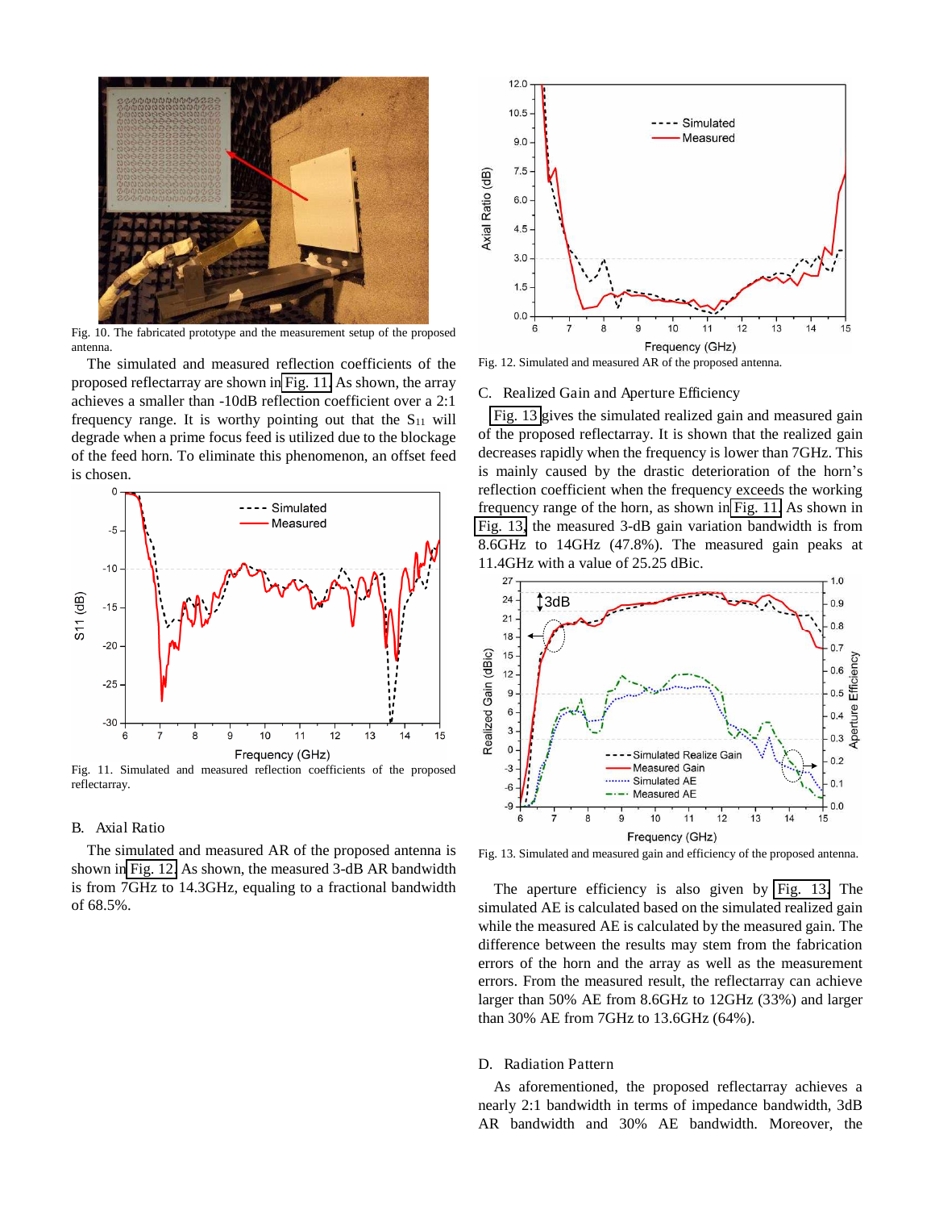Fig. 10. The fabricated prototype and the measurement setup of the proposed antenna.

The simulated and measured reflection coefficients of the proposed reflectarray are shown in Fig. 11. As shown, the array achieves a smaller than -10dB reflection coefficient over a 2:1 frequency range. It is worthy pointing out that the $S_{11}$ will degrade when a prime focus feed is utilized due to the blockage of the feed horn. To eliminate this phenomenon, an offset feed is chosen.

Fig. 11. Simulated and measured reflection coefficients of the proposed reflectarray.

## B. Axial Ratio

The simulated and measured AR of the proposed antenna is shown in Fig. 12. As shown, the measured 3-dB AR bandwidth is from 7GHz to 14.3GHz, equaling to a fractional bandwidth of 68.5%.

Fig. 12. Simulated and measured AR of the proposed antenna.

## C. Realized Gain and Aperture Efficiency

Fig. 13 gives the simulated realized gain and measured gain of the proposed reflectarray. It is shown that the realized gain decreases rapidly when the frequency is lower than 7GHz. This is mainly caused by the drastic deterioration of the horn's reflection coefficient when the frequency exceeds the working frequency range of the horn, as shown in Fig. 11. As shown in Fig. 13, the measured 3-dB gain variation bandwidth is from 8.6GHz to 14GHz (47.8%). The measured gain peaks at 11.4GHz with a value of 25.25 dBic.

Fig. 13. Simulated and measured gain and efficiency of the proposed antenna.

The aperture efficiency is also given by Fig. 13. The simulated AE is calculated based on the simulated realized gain while the measured AE is calculated by the measured gain. The difference between the results may stem from the fabrication errors of the horn and the array as well as the measurement errors. From the measured result, the reflectarray can achieve larger than 50% AE from 8.6GHz to 12GHz (33%) and larger than 30% AE from 7GHz to 13.6GHz (64%).

## D. Radiation Pattern

As aforementioned, the proposed reflectarray achieves a nearly 2:1 bandwidth in terms of impedance bandwidth, 3dB AR bandwidth and 30% AE bandwidth. Moreover, the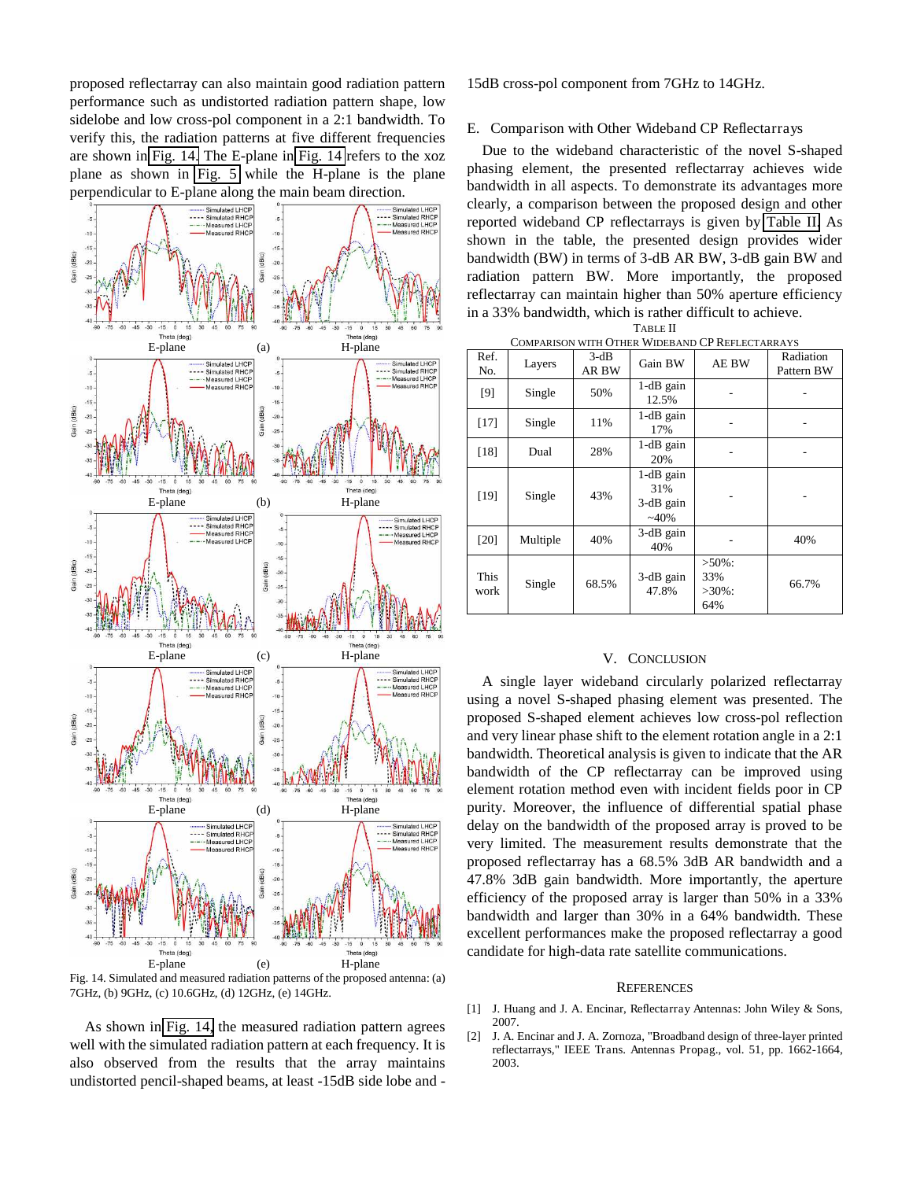proposed reflectarray can also maintain good radiation pattern performance such as undistorted radiation pattern shape, low sidelobe and low cross-pol component in a 2:1 bandwidth. To verify this, the radiation patterns at five different frequencies are shown in Fig. 14. The E-plane in Fig. 14 refers to the xoz plane as shown in Fig. 5 while the H-plane is the plane perpendicular to E-plane along the main beam direction.

Fig. 14. Simulated and measured radiation patterns of the proposed antenna: (a) 7GHz, (b) 9GHz, (c) 10.6GHz, (d) 12GHz, (e) 14GHz.

As shown in Fig. 14, the measured radiation pattern agrees well with the simulated radiation pattern at each frequency. It is also observed from the results that the array maintains undistorted pencil-shaped beams, at least -15dB side lobe and -15dB cross-pol component from 7GHz to 14GHz.

### E. Comparison with Other Wideband CP Reflectarrays

Due to the wideband characteristic of the novel S-shaped phasing element, the presented reflectarray achieves wide bandwidth in all aspects. To demonstrate its advantages more clearly, a comparison between the proposed design and other reported wideband CP reflectarrays is given by Table II. As shown in the table, the presented design provides wider bandwidth (BW) in terms of 3-dB AR BW, 3-dB gain BW and radiation pattern BW. More importantly, the proposed reflectarray can maintain higher than 50% aperture efficiency in a 33% bandwidth, which is rather difficult to achieve.

TABLE II
COMPARISON WITH OTHER WIDEBAND CP REFLECTARRAYS

| Ref. No. | Layers | 3-dB AR BW | Gain BW | AE BW | Radiation Pattern BW |
|---|---|---|---|---|---|
| [9] | Single | 50% | 1-dB gain 12.5% | - | - |
| [17] | Single | 11% | 1-dB gain 17% | - | - |
| [18] | Dual | 28% | 1-dB gain 20% | - | - |
| [19] | Single | 43% | 1-dB gain 31% 3-dB gain ~40% | - | - |
| [20] | Multiple | 40% | 3-dB gain 40% | - | 40% |
| This work | Single | 68.5% | 3-dB gain 47.8% | >50%: 33% >30%: 64% | 66.7% |

## V. CONCLUSION

A single layer wideband circularly polarized reflectarray using a novel S-shaped phasing element was presented. The proposed S-shaped element achieves low cross-pol reflection and very linear phase shift to the element rotation angle in a 2:1 bandwidth. Theoretical analysis is given to indicate that the AR bandwidth of the CP reflectarray can be improved using element rotation method even with incident fields poor in CP purity. Moreover, the influence of differential spatial phase delay on the bandwidth of the proposed array is proved to be very limited. The measurement results demonstrate that the proposed reflectarray has a 68.5% 3dB AR bandwidth and a 47.8% 3dB gain bandwidth. More importantly, the aperture efficiency of the proposed array is larger than 50% in a 33% bandwidth and larger than 30% in a 64% bandwidth. These excellent performances make the proposed reflectarray a good candidate for high-data rate satellite communications.

## REFERENCES

[1] J. Huang and J. A. Encinar, Reflectarray Antennas: John Wiley & Sons, 2007.

[2] J. A. Encinar and J. A. Zornoza, "Broadband design of three-layer printed reflectarrays," IEEE Trans. Antennas Propag., vol. 51, pp. 1662-1664, 2003.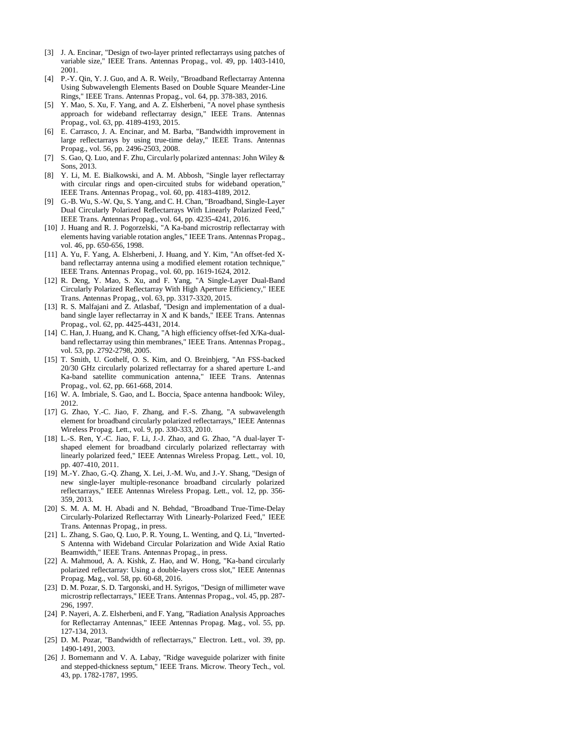[3] J. A. Encinar, "Design of two-layer printed reflectarrays using patches of variable size," IEEE Trans. Antennas Propag., vol. 49, pp. 1403-1410, 2001.

[4] P.-Y. Qin, Y. J. Guo, and A. R. Weily, "Broadband Reflectarray Antenna Using Subwavelength Elements Based on Double Square Meander-Line Rings," IEEE Trans. Antennas Propag., vol. 64, pp. 378-383, 2016.

[5] Y. Mao, S. Xu, F. Yang, and A. Z. Elsherbeni, "A novel phase synthesis approach for wideband reflectarray design," IEEE Trans. Antennas Propag., vol. 63, pp. 4189-4193, 2015.

[6] E. Carrasco, J. A. Encinar, and M. Barba, "Bandwidth improvement in large reflectarrays by using true-time delay," IEEE Trans. Antennas Propag., vol. 56, pp. 2496-2503, 2008.

[7] S. Gao, Q. Luo, and F. Zhu, Circularly polarized antennas: John Wiley & Sons, 2013.

[8] Y. Li, M. E. Bialkowski, and A. M. Abbosh, "Single layer reflectarray with circular rings and open-circuited stubs for wideband operation," IEEE Trans. Antennas Propag., vol. 60, pp. 4183-4189, 2012.

[9] G.-B. Wu, S.-W. Qu, S. Yang, and C. H. Chan, "Broadband, Single-Layer Dual Circularly Polarized Reflectarrays With Linearly Polarized Feed," IEEE Trans. Antennas Propag., vol. 64, pp. 4235-4241, 2016.

[10] J. Huang and R. J. Pogorzelski, "A Ka-band microstrip reflectarray with elements having variable rotation angles," IEEE Trans. Antennas Propag., vol. 46, pp. 650-656, 1998.

[11] A. Yu, F. Yang, A. Elsherbeni, J. Huang, and Y. Kim, "An offset-fed X-band reflectarray antenna using a modified element rotation technique," IEEE Trans. Antennas Propag., vol. 60, pp. 1619-1624, 2012.

[12] R. Deng, Y. Mao, S. Xu, and F. Yang, "A Single-Layer Dual-Band Circularly Polarized Reflectarray With High Aperture Efficiency," IEEE Trans. Antennas Propag., vol. 63, pp. 3317-3320, 2015.

[13] R. S. Malfajani and Z. Atlasbaf, "Design and implementation of a dual-band single layer reflectarray in X and K bands," IEEE Trans. Antennas Propag., vol. 62, pp. 4425-4431, 2014.

[14] C. Han, J. Huang, and K. Chang, "A high efficiency offset-fed X/Ka-dual-band reflectarray using thin membranes," IEEE Trans. Antennas Propag., vol. 53, pp. 2792-2798, 2005.

[15] T. Smith, U. Gothelf, O. S. Kim, and O. Breinbjerg, "An FSS-backed 20/30 GHz circularly polarized reflectarray for a shared aperture L-and Ka-band satellite communication antenna," IEEE Trans. Antennas Propag., vol. 62, pp. 661-668, 2014.

[16] W. A. Imbriale, S. Gao, and L. Boccia, Space antenna handbook: Wiley, 2012.

[17] G. Zhao, Y.-C. Jiao, F. Zhang, and F.-S. Zhang, "A subwavelength element for broadband circularly polarized reflectarrays," IEEE Antennas Wireless Propag. Lett., vol. 9, pp. 330-333, 2010.

[18] L.-S. Ren, Y.-C. Jiao, F. Li, J.-J. Zhao, and G. Zhao, "A dual-layer T-shaped element for broadband circularly polarized reflectarray with linearly polarized feed," IEEE Antennas Wireless Propag. Lett., vol. 10, pp. 407-410, 2011.

[19] M.-Y. Zhao, G.-Q. Zhang, X. Lei, J.-M. Wu, and J.-Y. Shang, "Design of new single-layer multiple-resonance broadband circularly polarized reflectarrays," IEEE Antennas Wireless Propag. Lett., vol. 12, pp. 356-359, 2013.

[20] S. M. A. M. H. Abadi and N. Behdad, "Broadband True-Time-Delay Circularly-Polarized Reflectarray With Linearly-Polarized Feed," IEEE Trans. Antennas Propag., in press.

[21] L. Zhang, S. Gao, Q. Luo, P. R. Young, L. Wenting, and Q. Li, "Inverted-S Antenna with Wideband Circular Polarization and Wide Axial Ratio Beamwidth," IEEE Trans. Antennas Propag., in press.

[22] A. Mahmoud, A. A. Kishk, Z. Hao, and W. Hong, "Ka-band circularly polarized reflectarray: Using a double-layers cross slot," IEEE Antennas Propag. Mag., vol. 58, pp. 60-68, 2016.

[23] D. M. Pozar, S. D. Targonski, and H. Syrigos, "Design of millimeter wave microstrip reflectarrays," IEEE Trans. Antennas Propag., vol. 45, pp. 287-296, 1997.

[24] P. Nayeri, A. Z. Elsherbeni, and F. Yang, "Radiation Analysis Approaches for Reflectarray Antennas," IEEE Antennas Propag. Mag., vol. 55, pp. 127-134, 2013.

[25] D. M. Pozar, "Bandwidth of reflectarrays," Electron. Lett., vol. 39, pp. 1490-1491, 2003.

[26] J. Bornemann and V. A. Labay, "Ridge waveguide polarizer with finite and stepped-thickness septum," IEEE Trans. Microw. Theory Tech., vol. 43, pp. 1782-1787, 1995.